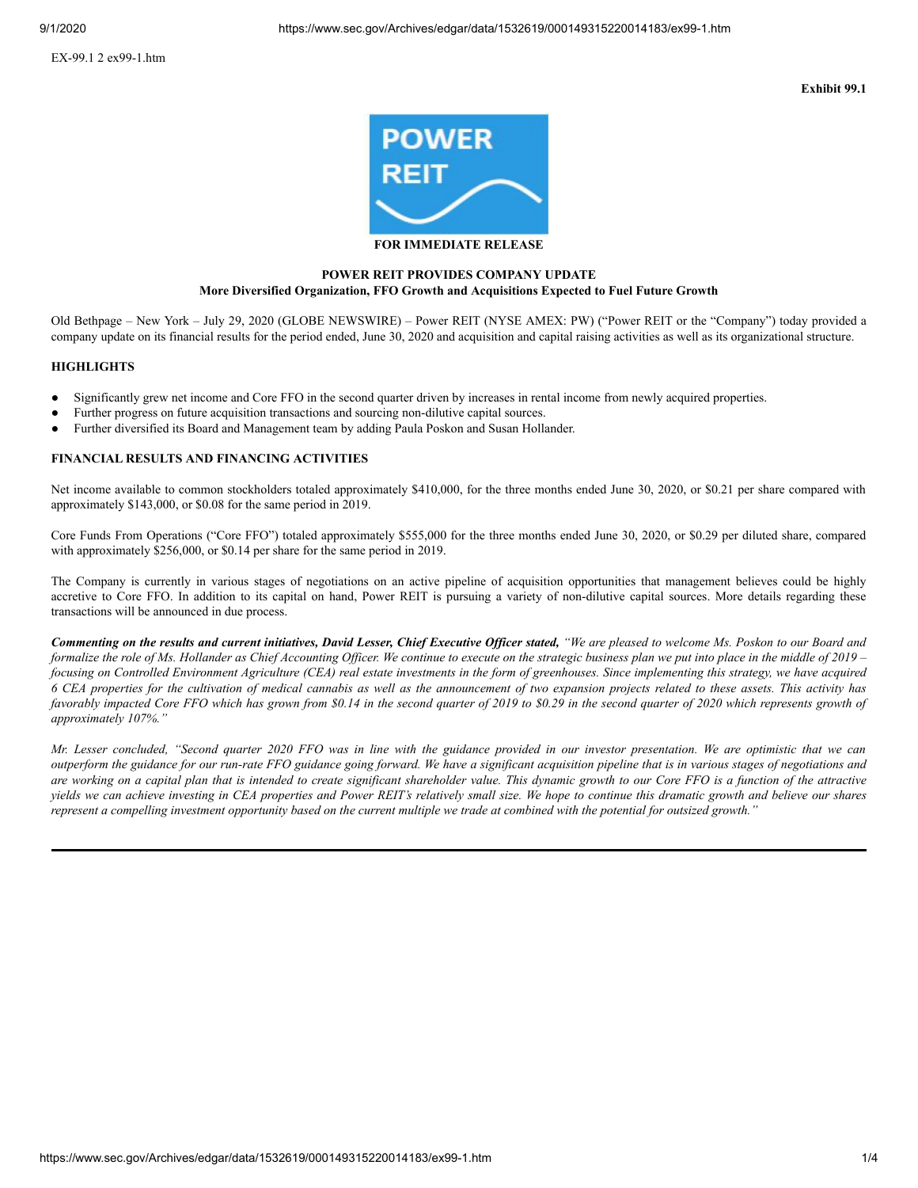EX-99.1 2 ex99-1.htm

**Exhibit 99.1**

**FOR IMMEDIATE RELEASE**

**POWER REIT PROVIDES COMPANY UPDATE**
**More Diversified Organization, FFO Growth and Acquisitions Expected to Fuel Future Growth**

Old Bethpage – New York – July 29, 2020 (GLOBE NEWSWIRE) – Power REIT (NYSE AMEX: PW) ("Power REIT or the "Company") today provided a company update on its financial results for the period ended, June 30, 2020 and acquisition and capital raising activities as well as its organizational structure.

## HIGHLIGHTS

- Significantly grew net income and Core FFO in the second quarter driven by increases in rental income from newly acquired properties.
- Further progress on future acquisition transactions and sourcing non-dilutive capital sources.
- Further diversified its Board and Management team by adding Paula Poskon and Susan Hollander.

## FINANCIAL RESULTS AND FINANCING ACTIVITIES

Net income available to common stockholders totaled approximately $410,000, for the three months ended June 30, 2020, or $0.21 per share compared with approximately $143,000, or $0.08 for the same period in 2019.

Core Funds From Operations ("Core FFO") totaled approximately $555,000 for the three months ended June 30, 2020, or $0.29 per diluted share, compared with approximately $256,000, or $0.14 per share for the same period in 2019.

The Company is currently in various stages of negotiations on an active pipeline of acquisition opportunities that management believes could be highly accretive to Core FFO. In addition to its capital on hand, Power REIT is pursuing a variety of non-dilutive capital sources. More details regarding these transactions will be announced in due process.

***Commenting on the results and current initiatives, David Lesser, Chief Executive Officer stated,*** *"We are pleased to welcome Ms. Poskon to our Board and formalize the role of Ms. Hollander as Chief Accounting Officer. We continue to execute on the strategic business plan we put into place in the middle of 2019 – focusing on Controlled Environment Agriculture (CEA) real estate investments in the form of greenhouses. Since implementing this strategy, we have acquired 6 CEA properties for the cultivation of medical cannabis as well as the announcement of two expansion projects related to these assets. This activity has favorably impacted Core FFO which has grown from $0.14 in the second quarter of 2019 to $0.29 in the second quarter of 2020 which represents growth of approximately 107%."*

*Mr. Lesser concluded, "Second quarter 2020 FFO was in line with the guidance provided in our investor presentation. We are optimistic that we can outperform the guidance for our run-rate FFO guidance going forward. We have a significant acquisition pipeline that is in various stages of negotiations and are working on a capital plan that is intended to create significant shareholder value. This dynamic growth to our Core FFO is a function of the attractive yields we can achieve investing in CEA properties and Power REIT's relatively small size. We hope to continue this dramatic growth and believe our shares represent a compelling investment opportunity based on the current multiple we trade at combined with the potential for outsized growth."*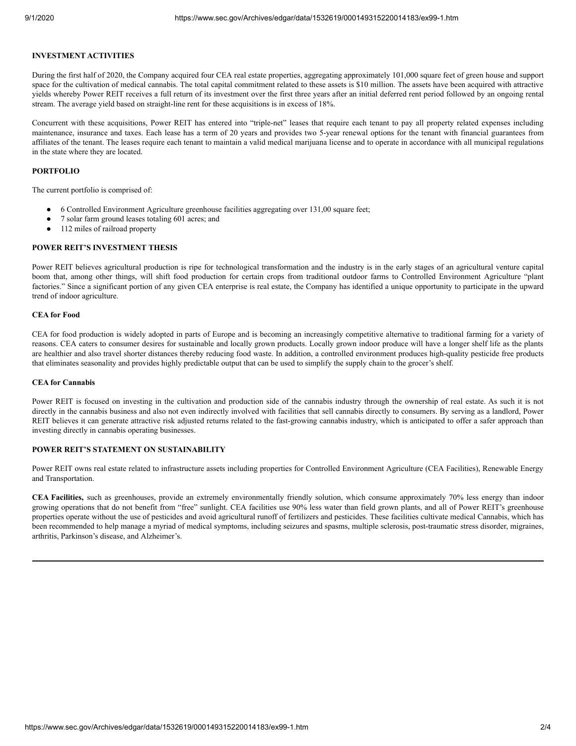**INVESTMENT ACTIVITIES**

During the first half of 2020, the Company acquired four CEA real estate properties, aggregating approximately 101,000 square feet of green house and support space for the cultivation of medical cannabis. The total capital commitment related to these assets is $10 million. The assets have been acquired with attractive yields whereby Power REIT receives a full return of its investment over the first three years after an initial deferred rent period followed by an ongoing rental stream. The average yield based on straight-line rent for these acquisitions is in excess of 18%.

Concurrent with these acquisitions, Power REIT has entered into "triple-net" leases that require each tenant to pay all property related expenses including maintenance, insurance and taxes. Each lease has a term of 20 years and provides two 5-year renewal options for the tenant with financial guarantees from affiliates of the tenant. The leases require each tenant to maintain a valid medical marijuana license and to operate in accordance with all municipal regulations in the state where they are located.

**PORTFOLIO**

The current portfolio is comprised of:

- 6 Controlled Environment Agriculture greenhouse facilities aggregating over 131,00 square feet;
- 7 solar farm ground leases totaling 601 acres; and
- 112 miles of railroad property

**POWER REIT'S INVESTMENT THESIS**

Power REIT believes agricultural production is ripe for technological transformation and the industry is in the early stages of an agricultural venture capital boom that, among other things, will shift food production for certain crops from traditional outdoor farms to Controlled Environment Agriculture "plant factories." Since a significant portion of any given CEA enterprise is real estate, the Company has identified a unique opportunity to participate in the upward trend of indoor agriculture.

**CEA for Food**

CEA for food production is widely adopted in parts of Europe and is becoming an increasingly competitive alternative to traditional farming for a variety of reasons. CEA caters to consumer desires for sustainable and locally grown products. Locally grown indoor produce will have a longer shelf life as the plants are healthier and also travel shorter distances thereby reducing food waste. In addition, a controlled environment produces high-quality pesticide free products that eliminates seasonality and provides highly predictable output that can be used to simplify the supply chain to the grocer's shelf.

**CEA for Cannabis**

Power REIT is focused on investing in the cultivation and production side of the cannabis industry through the ownership of real estate. As such it is not directly in the cannabis business and also not even indirectly involved with facilities that sell cannabis directly to consumers. By serving as a landlord, Power REIT believes it can generate attractive risk adjusted returns related to the fast-growing cannabis industry, which is anticipated to offer a safer approach than investing directly in cannabis operating businesses.

**POWER REIT'S STATEMENT ON SUSTAINABILITY**

Power REIT owns real estate related to infrastructure assets including properties for Controlled Environment Agriculture (CEA Facilities), Renewable Energy and Transportation.

**CEA Facilities,** such as greenhouses, provide an extremely environmentally friendly solution, which consume approximately 70% less energy than indoor growing operations that do not benefit from "free" sunlight. CEA facilities use 90% less water than field grown plants, and all of Power REIT's greenhouse properties operate without the use of pesticides and avoid agricultural runoff of fertilizers and pesticides. These facilities cultivate medical Cannabis, which has been recommended to help manage a myriad of medical symptoms, including seizures and spasms, multiple sclerosis, post-traumatic stress disorder, migraines, arthritis, Parkinson's disease, and Alzheimer's.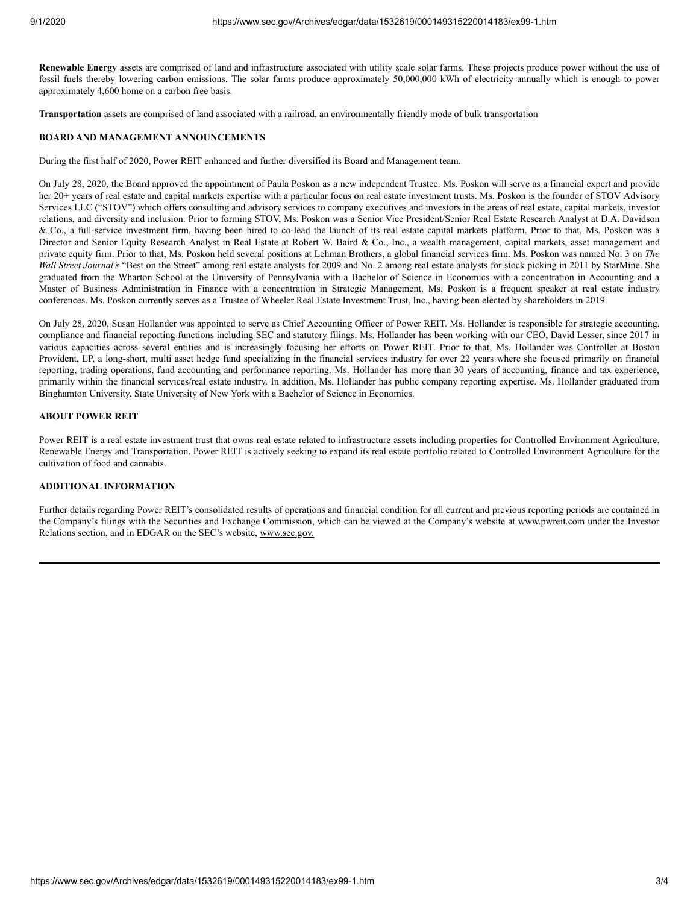**Renewable Energy** assets are comprised of land and infrastructure associated with utility scale solar farms. These projects produce power without the use of fossil fuels thereby lowering carbon emissions. The solar farms produce approximately 50,000,000 kWh of electricity annually which is enough to power approximately 4,600 home on a carbon free basis.

**Transportation** assets are comprised of land associated with a railroad, an environmentally friendly mode of bulk transportation

**BOARD AND MANAGEMENT ANNOUNCEMENTS**

During the first half of 2020, Power REIT enhanced and further diversified its Board and Management team.

On July 28, 2020, the Board approved the appointment of Paula Poskon as a new independent Trustee. Ms. Poskon will serve as a financial expert and provide her 20+ years of real estate and capital markets expertise with a particular focus on real estate investment trusts. Ms. Poskon is the founder of STOV Advisory Services LLC ("STOV") which offers consulting and advisory services to company executives and investors in the areas of real estate, capital markets, investor relations, and diversity and inclusion. Prior to forming STOV, Ms. Poskon was a Senior Vice President/Senior Real Estate Research Analyst at D.A. Davidson & Co., a full-service investment firm, having been hired to co-lead the launch of its real estate capital markets platform. Prior to that, Ms. Poskon was a Director and Senior Equity Research Analyst in Real Estate at Robert W. Baird & Co., Inc., a wealth management, capital markets, asset management and private equity firm. Prior to that, Ms. Poskon held several positions at Lehman Brothers, a global financial services firm. Ms. Poskon was named No. 3 on *The Wall Street Journal's* "Best on the Street" among real estate analysts for 2009 and No. 2 among real estate analysts for stock picking in 2011 by StarMine. She graduated from the Wharton School at the University of Pennsylvania with a Bachelor of Science in Economics with a concentration in Accounting and a Master of Business Administration in Finance with a concentration in Strategic Management. Ms. Poskon is a frequent speaker at real estate industry conferences. Ms. Poskon currently serves as a Trustee of Wheeler Real Estate Investment Trust, Inc., having been elected by shareholders in 2019.

On July 28, 2020, Susan Hollander was appointed to serve as Chief Accounting Officer of Power REIT. Ms. Hollander is responsible for strategic accounting, compliance and financial reporting functions including SEC and statutory filings. Ms. Hollander has been working with our CEO, David Lesser, since 2017 in various capacities across several entities and is increasingly focusing her efforts on Power REIT. Prior to that, Ms. Hollander was Controller at Boston Provident, LP, a long-short, multi asset hedge fund specializing in the financial services industry for over 22 years where she focused primarily on financial reporting, trading operations, fund accounting and performance reporting. Ms. Hollander has more than 30 years of accounting, finance and tax experience, primarily within the financial services/real estate industry. In addition, Ms. Hollander has public company reporting expertise. Ms. Hollander graduated from Binghamton University, State University of New York with a Bachelor of Science in Economics.

**ABOUT POWER REIT**

Power REIT is a real estate investment trust that owns real estate related to infrastructure assets including properties for Controlled Environment Agriculture, Renewable Energy and Transportation. Power REIT is actively seeking to expand its real estate portfolio related to Controlled Environment Agriculture for the cultivation of food and cannabis.

**ADDITIONAL INFORMATION**

Further details regarding Power REIT's consolidated results of operations and financial condition for all current and previous reporting periods are contained in the Company's filings with the Securities and Exchange Commission, which can be viewed at the Company's website at www.pwreit.com under the Investor Relations section, and in EDGAR on the SEC's website, www.sec.gov.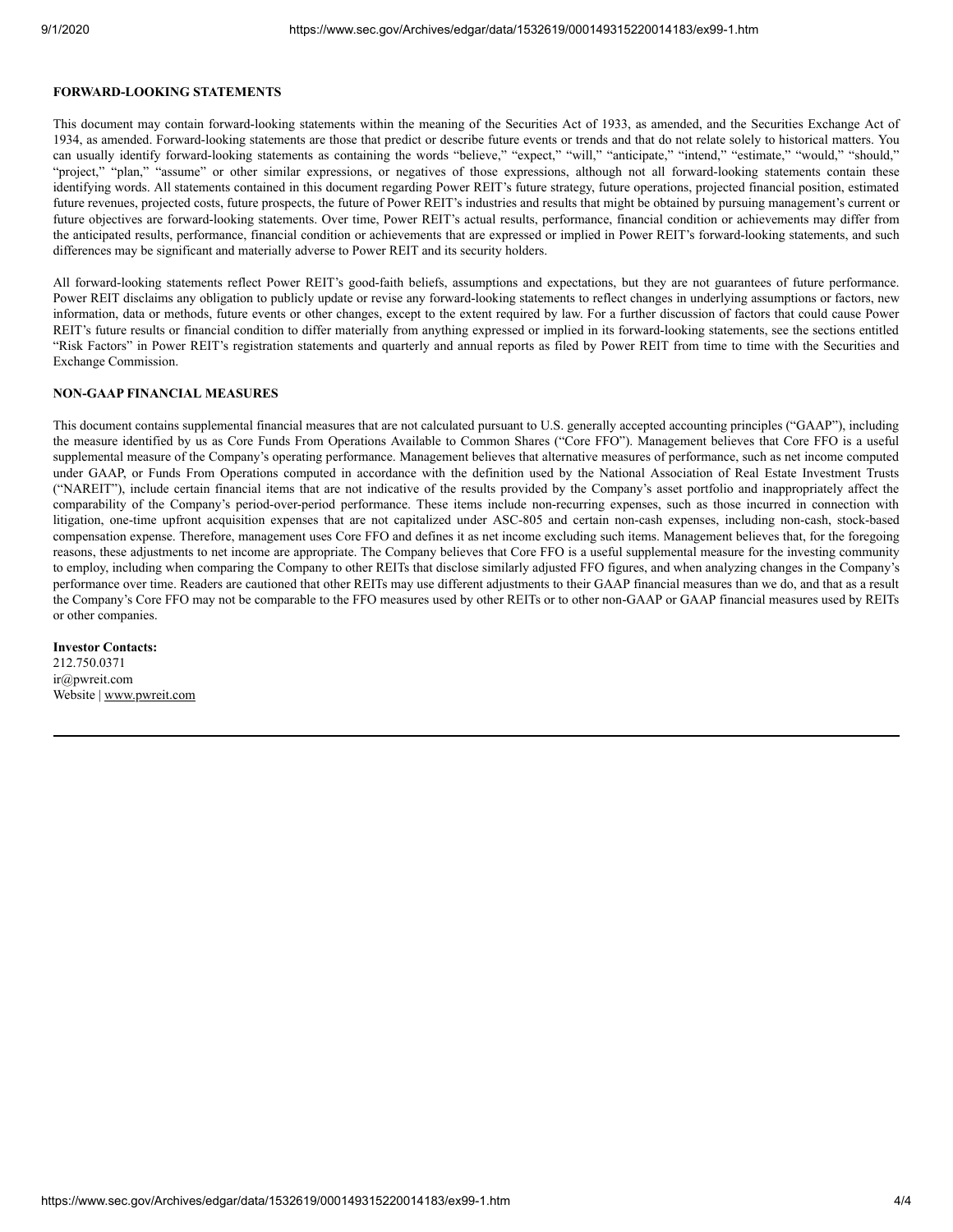**FORWARD-LOOKING STATEMENTS**

This document may contain forward-looking statements within the meaning of the Securities Act of 1933, as amended, and the Securities Exchange Act of 1934, as amended. Forward-looking statements are those that predict or describe future events or trends and that do not relate solely to historical matters. You can usually identify forward-looking statements as containing the words "believe," "expect," "will," "anticipate," "intend," "estimate," "would," "should," "project," "plan," "assume" or other similar expressions, or negatives of those expressions, although not all forward-looking statements contain these identifying words. All statements contained in this document regarding Power REIT's future strategy, future operations, projected financial position, estimated future revenues, projected costs, future prospects, the future of Power REIT's industries and results that might be obtained by pursuing management's current or future objectives are forward-looking statements. Over time, Power REIT's actual results, performance, financial condition or achievements may differ from the anticipated results, performance, financial condition or achievements that are expressed or implied in Power REIT's forward-looking statements, and such differences may be significant and materially adverse to Power REIT and its security holders.

All forward-looking statements reflect Power REIT's good-faith beliefs, assumptions and expectations, but they are not guarantees of future performance. Power REIT disclaims any obligation to publicly update or revise any forward-looking statements to reflect changes in underlying assumptions or factors, new information, data or methods, future events or other changes, except to the extent required by law. For a further discussion of factors that could cause Power REIT's future results or financial condition to differ materially from anything expressed or implied in its forward-looking statements, see the sections entitled "Risk Factors" in Power REIT's registration statements and quarterly and annual reports as filed by Power REIT from time to time with the Securities and Exchange Commission.

**NON-GAAP FINANCIAL MEASURES**

This document contains supplemental financial measures that are not calculated pursuant to U.S. generally accepted accounting principles ("GAAP"), including the measure identified by us as Core Funds From Operations Available to Common Shares ("Core FFO"). Management believes that Core FFO is a useful supplemental measure of the Company's operating performance. Management believes that alternative measures of performance, such as net income computed under GAAP, or Funds From Operations computed in accordance with the definition used by the National Association of Real Estate Investment Trusts ("NAREIT"), include certain financial items that are not indicative of the results provided by the Company's asset portfolio and inappropriately affect the comparability of the Company's period-over-period performance. These items include non-recurring expenses, such as those incurred in connection with litigation, one-time upfront acquisition expenses that are not capitalized under ASC-805 and certain non-cash expenses, including non-cash, stock-based compensation expense. Therefore, management uses Core FFO and defines it as net income excluding such items. Management believes that, for the foregoing reasons, these adjustments to net income are appropriate. The Company believes that Core FFO is a useful supplemental measure for the investing community to employ, including when comparing the Company to other REITs that disclose similarly adjusted FFO figures, and when analyzing changes in the Company's performance over time. Readers are cautioned that other REITs may use different adjustments to their GAAP financial measures than we do, and that as a result the Company's Core FFO may not be comparable to the FFO measures used by other REITs or to other non-GAAP or GAAP financial measures used by REITs or other companies.

**Investor Contacts:**
212.750.0371
ir@pwreit.com
Website | www.pwreit.com